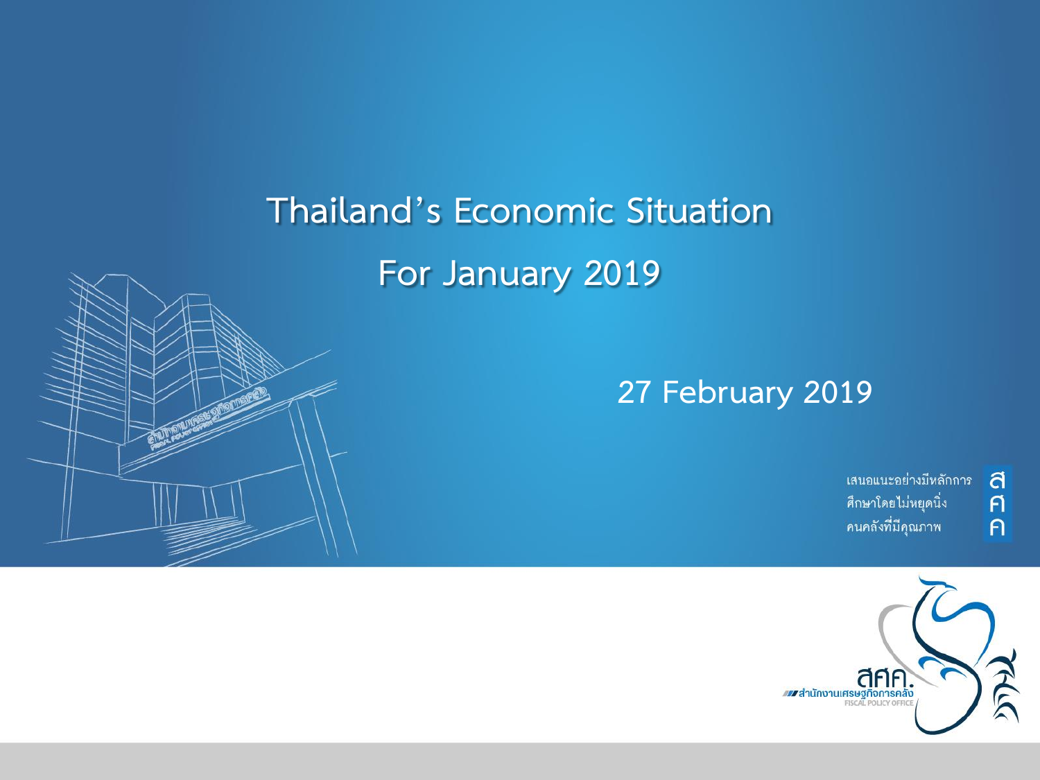# Thailand's Economic Situation

# For January 2019

27 February 2019

เสนอแนะอย่างมีหลักการ
ศึกษาโดยไม่หยุดนิ่ง
คนคลังที่มีคุณภาพ

สศค.
สำนักงานเศรษฐกิจการคลัง
FISCAL POLICY OFFICE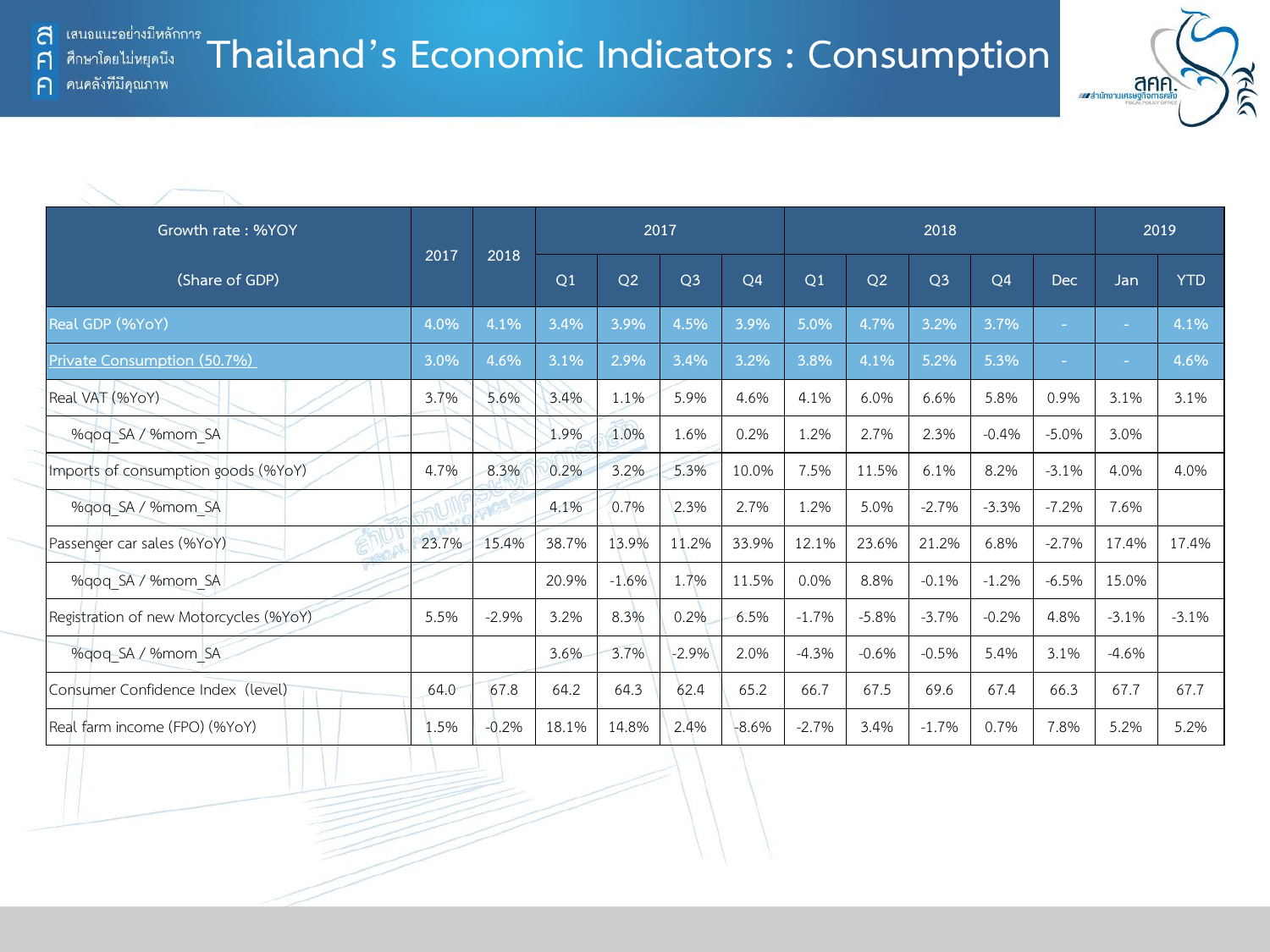# Thailand's Economic Indicators : Consumption

| Growth rate : %YOY (Share of GDP) | 2017 | 2018 | 2017 | | | | 2018 | | | | | 2019 | |
|---|---|---|---|---|---|---|---|---|---|---|---|---|---|
| | | | Q1 | Q2 | Q3 | Q4 | Q1 | Q2 | Q3 | Q4 | Dec | Jan | YTD |
| Real GDP (%YoY) | 4.0% | 4.1% | 3.4% | 3.9% | 4.5% | 3.9% | 5.0% | 4.7% | 3.2% | 3.7% | - | - | 4.1% |
| Private Consumption (50.7%) | 3.0% | 4.6% | 3.1% | 2.9% | 3.4% | 3.2% | 3.8% | 4.1% | 5.2% | 5.3% | - | - | 4.6% |
| Real VAT (%YoY) | 3.7% | 5.6% | 3.4% | 1.1% | 5.9% | 4.6% | 4.1% | 6.0% | 6.6% | 5.8% | 0.9% | 3.1% | 3.1% |
| %qoq_SA / %mom_SA | | | 1.9% | 1.0% | 1.6% | 0.2% | 1.2% | 2.7% | 2.3% | -0.4% | -5.0% | 3.0% | |
| Imports of consumption goods (%YoY) | 4.7% | 8.3% | 0.2% | 3.2% | 5.3% | 10.0% | 7.5% | 11.5% | 6.1% | 8.2% | -3.1% | 4.0% | 4.0% |
| %qoq_SA / %mom_SA | | | 4.1% | 0.7% | 2.3% | 2.7% | 1.2% | 5.0% | -2.7% | -3.3% | -7.2% | 7.6% | |
| Passenger car sales (%YoY) | 23.7% | 15.4% | 38.7% | 13.9% | 11.2% | 33.9% | 12.1% | 23.6% | 21.2% | 6.8% | -2.7% | 17.4% | 17.4% |
| %qoq_SA / %mom_SA | | | 20.9% | -1.6% | 1.7% | 11.5% | 0.0% | 8.8% | -0.1% | -1.2% | -6.5% | 15.0% | |
| Registration of new Motorcycles (%YoY) | 5.5% | -2.9% | 3.2% | 8.3% | 0.2% | 6.5% | -1.7% | -5.8% | -3.7% | -0.2% | 4.8% | -3.1% | -3.1% |
| %qoq_SA / %mom_SA | | | 3.6% | 3.7% | -2.9% | 2.0% | -4.3% | -0.6% | -0.5% | 5.4% | 3.1% | -4.6% | |
| Consumer Confidence Index (level) | 64.0 | 67.8 | 64.2 | 64.3 | 62.4 | 65.2 | 66.7 | 67.5 | 69.6 | 67.4 | 66.3 | 67.7 | 67.7 |
| Real farm income (FPO) (%YoY) | 1.5% | -0.2% | 18.1% | 14.8% | 2.4% | -8.6% | -2.7% | 3.4% | -1.7% | 0.7% | 7.8% | 5.2% | 5.2% |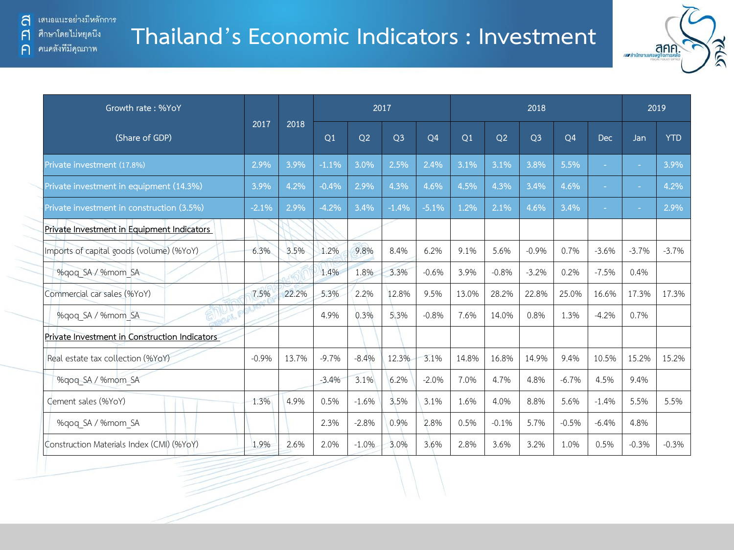# Thailand's Economic Indicators : Investment

| Growth rate : %YoY (Share of GDP) | 2017 | 2018 | 2017 | | | | 2018 | | | | | 2019 | |
|---|---|---|---|---|---|---|---|---|---|---|---|---|---|
| | | | Q1 | Q2 | Q3 | Q4 | Q1 | Q2 | Q3 | Q4 | Dec | Jan | YTD |
| Private investment (17.8%) | 2.9% | 3.9% | -1.1% | 3.0% | 2.5% | 2.4% | 3.1% | 3.1% | 3.8% | 5.5% | - | - | 3.9% |
| Private investment in equipment (14.3%) | 3.9% | 4.2% | -0.4% | 2.9% | 4.3% | 4.6% | 4.5% | 4.3% | 3.4% | 4.6% | - | - | 4.2% |
| Private investment in construction (3.5%) | -2.1% | 2.9% | -4.2% | 3.4% | -1.4% | -5.1% | 1.2% | 2.1% | 4.6% | 3.4% | - | - | 2.9% |
| Private Investment in Equipment Indicators | | | | | | | | | | | | | |
| Imports of capital goods (volume) (%YoY) | 6.3% | 3.5% | 1.2% | 9.8% | 8.4% | 6.2% | 9.1% | 5.6% | -0.9% | 0.7% | -3.6% | -3.7% | -3.7% |
| %qoq_SA / %mom_SA | | | 1.4% | 1.8% | 3.3% | -0.6% | 3.9% | -0.8% | -3.2% | 0.2% | -7.5% | 0.4% | |
| Commercial car sales (%YoY) | 7.5% | 22.2% | 5.3% | 2.2% | 12.8% | 9.5% | 13.0% | 28.2% | 22.8% | 25.0% | 16.6% | 17.3% | 17.3% |
| %qoq_SA / %mom_SA | | | 4.9% | 0.3% | 5.3% | -0.8% | 7.6% | 14.0% | 0.8% | 1.3% | -4.2% | 0.7% | |
| Private Investment in Construction Indicators | | | | | | | | | | | | | |
| Real estate tax collection (%YoY) | -0.9% | 13.7% | -9.7% | -8.4% | 12.3% | 3.1% | 14.8% | 16.8% | 14.9% | 9.4% | 10.5% | 15.2% | 15.2% |
| %qoq_SA / %mom_SA | | | -3.4% | 3.1% | 6.2% | -2.0% | 7.0% | 4.7% | 4.8% | -6.7% | 4.5% | 9.4% | |
| Cement sales (%YoY) | 1.3% | 4.9% | 0.5% | -1.6% | 3.5% | 3.1% | 1.6% | 4.0% | 8.8% | 5.6% | -1.4% | 5.5% | 5.5% |
| %qoq_SA / %mom_SA | | | 2.3% | -2.8% | 0.9% | 2.8% | 0.5% | -0.1% | 5.7% | -0.5% | -6.4% | 4.8% | |
| Construction Materials Index (CMI) (%YoY) | 1.9% | 2.6% | 2.0% | -1.0% | 3.0% | 3.6% | 2.8% | 3.6% | 3.2% | 1.0% | 0.5% | -0.3% | -0.3% |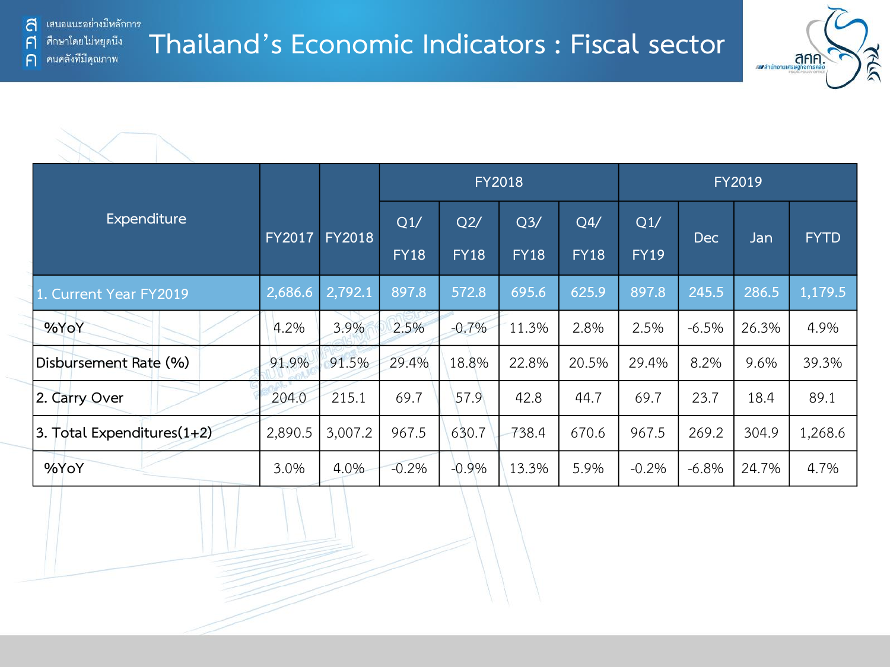# Thailand's Economic Indicators : Fiscal sector

| Expenditure | FY2017 | FY2018 | FY2018 | | | | FY2019 | | | |
|---|---|---|---|---|---|---|---|---|---|---|
| | | | Q1/ FY18 | Q2/ FY18 | Q3/ FY18 | Q4/ FY18 | Q1/ FY19 | Dec | Jan | FYTD |
| 1. Current Year FY2019 | 2,686.6 | 2,792.1 | 897.8 | 572.8 | 695.6 | 625.9 | 897.8 | 245.5 | 286.5 | 1,179.5 |
| %YoY | 4.2% | 3.9% | 2.5% | -0.7% | 11.3% | 2.8% | 2.5% | -6.5% | 26.3% | 4.9% |
| Disbursement Rate (%) | 91.9% | 91.5% | 29.4% | 18.8% | 22.8% | 20.5% | 29.4% | 8.2% | 9.6% | 39.3% |
| 2. Carry Over | 204.0 | 215.1 | 69.7 | 57.9 | 42.8 | 44.7 | 69.7 | 23.7 | 18.4 | 89.1 |
| 3. Total Expenditures(1+2) | 2,890.5 | 3,007.2 | 967.5 | 630.7 | 738.4 | 670.6 | 967.5 | 269.2 | 304.9 | 1,268.6 |
| %YoY | 3.0% | 4.0% | -0.2% | -0.9% | 13.3% | 5.9% | -0.2% | -6.8% | 24.7% | 4.7% |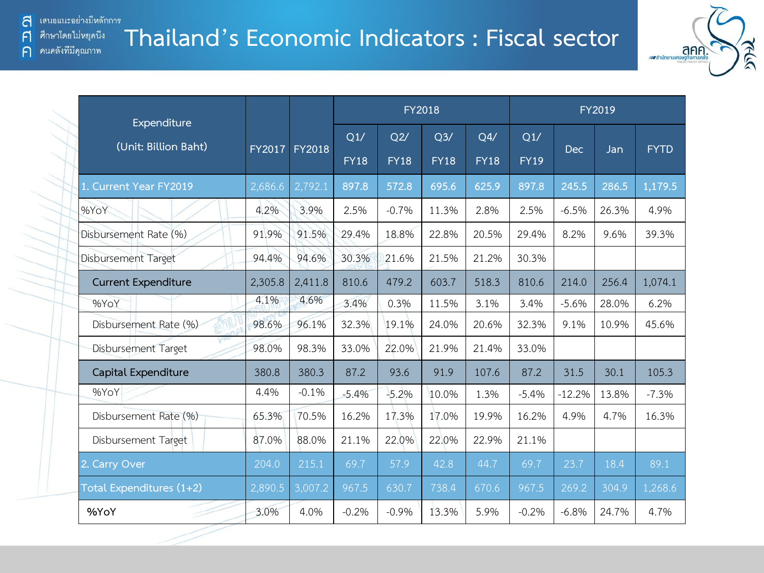# Thailand's Economic Indicators : Fiscal sector

| Expenditure (Unit: Billion Baht) | FY2017 | FY2018 | FY2018 | | | | FY2019 | | | |
|---|---|---|---|---|---|---|---|---|---|---|
| | | | Q1/ FY18 | Q2/ FY18 | Q3/ FY18 | Q4/ FY18 | Q1/ FY19 | Dec | Jan | FYTD |
| 1. Current Year FY2019 | 2,686.6 | 2,792.1 | 897.8 | 572.8 | 695.6 | 625.9 | 897.8 | 245.5 | 286.5 | 1,179.5 |
| %YoY | 4.2% | 3.9% | 2.5% | -0.7% | 11.3% | 2.8% | 2.5% | -6.5% | 26.3% | 4.9% |
| Disbursement Rate (%) | 91.9% | 91.5% | 29.4% | 18.8% | 22.8% | 20.5% | 29.4% | 8.2% | 9.6% | 39.3% |
| Disbursement Target | 94.4% | 94.6% | 30.3% | 21.6% | 21.5% | 21.2% | 30.3% | | | |
| **Current Expenditure** | 2,305.8 | 2,411.8 | 810.6 | 479.2 | 603.7 | 518.3 | 810.6 | 214.0 | 256.4 | 1,074.1 |
| %YoY | 4.1% | 4.6% | 3.4% | 0.3% | 11.5% | 3.1% | 3.4% | -5.6% | 28.0% | 6.2% |
| Disbursement Rate (%) | 98.6% | 96.1% | 32.3% | 19.1% | 24.0% | 20.6% | 32.3% | 9.1% | 10.9% | 45.6% |
| Disbursement Target | 98.0% | 98.3% | 33.0% | 22.0% | 21.9% | 21.4% | 33.0% | | | |
| **Capital Expenditure** | 380.8 | 380.3 | 87.2 | 93.6 | 91.9 | 107.6 | 87.2 | 31.5 | 30.1 | 105.3 |
| %YoY | 4.4% | -0.1% | -5.4% | -5.2% | 10.0% | 1.3% | -5.4% | -12.2% | 13.8% | -7.3% |
| Disbursement Rate (%) | 65.3% | 70.5% | 16.2% | 17.3% | 17.0% | 19.9% | 16.2% | 4.9% | 4.7% | 16.3% |
| Disbursement Target | 87.0% | 88.0% | 21.1% | 22.0% | 22.0% | 22.9% | 21.1% | | | |
| 2. Carry Over | 204.0 | 215.1 | 69.7 | 57.9 | 42.8 | 44.7 | 69.7 | 23.7 | 18.4 | 89.1 |
| Total Expenditures (1+2) | 2,890.5 | 3,007.2 | 967.5 | 630.7 | 738.4 | 670.6 | 967.5 | 269.2 | 304.9 | 1,268.6 |
| **%YoY** | 3.0% | 4.0% | -0.2% | -0.9% | 13.3% | 5.9% | -0.2% | -6.8% | 24.7% | 4.7% |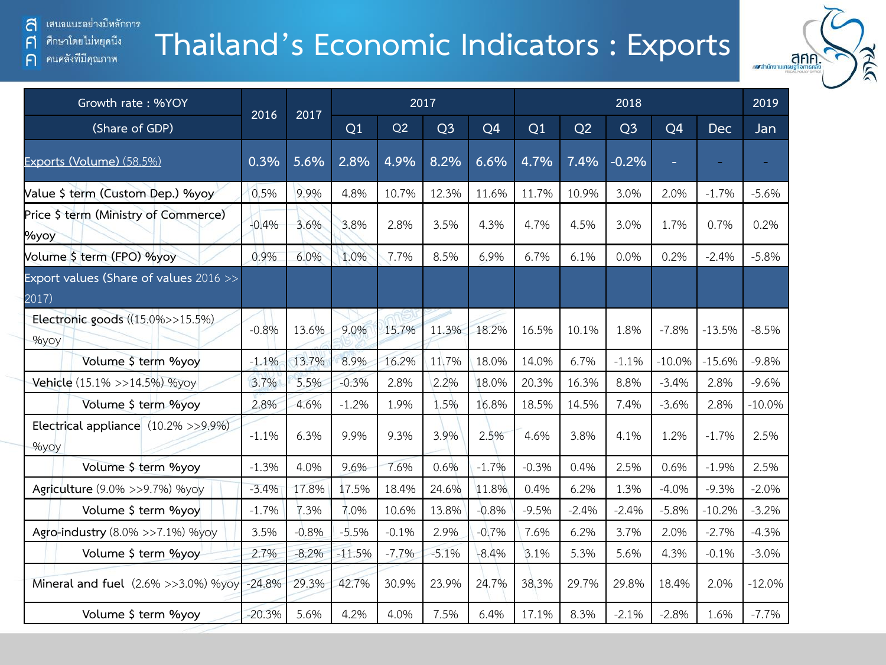สศค. เสนอแนะอย่างมีหลักการ ศึกษาโดยไม่หยุดนิ่ง คนคลังที่มีคุณภาพ

# Thailand's Economic Indicators : Exports

| Growth rate : %YOY | 2016 | 2017 | 2017 | | | | 2018 | | | | | 2019 |
|---|---|---|---|---|---|---|---|---|---|---|---|---|
| (Share of GDP) | | | Q1 | Q2 | Q3 | Q4 | Q1 | Q2 | Q3 | Q4 | Dec | Jan |
| Exports (Volume) (58.5%) | 0.3% | 5.6% | 2.8% | 4.9% | 8.2% | 6.6% | 4.7% | 7.4% | -0.2% | - | - | - |
| Value $ term (Custom Dep.) %yoy | 0.5% | 9.9% | 4.8% | 10.7% | 12.3% | 11.6% | 11.7% | 10.9% | 3.0% | 2.0% | -1.7% | -5.6% |
| Price $ term (Ministry of Commerce) %yoy | -0.4% | 3.6% | 3.8% | 2.8% | 3.5% | 4.3% | 4.7% | 4.5% | 3.0% | 1.7% | 0.7% | 0.2% |
| Volume $ term (FPO) %yoy | 0.9% | 6.0% | 1.0% | 7.7% | 8.5% | 6.9% | 6.7% | 6.1% | 0.0% | 0.2% | -2.4% | -5.8% |
| Export values (Share of values 2016 >> 2017) | | | | | | | | | | | | |
| Electronic goods ((15.0%>>15.5%) %yoy | -0.8% | 13.6% | 9.0% | 15.7% | 11.3% | 18.2% | 16.5% | 10.1% | 1.8% | -7.8% | -13.5% | -8.5% |
| Volume $ term %yoy | -1.1% | 13.7% | 8.9% | 16.2% | 11.7% | 18.0% | 14.0% | 6.7% | -1.1% | -10.0% | -15.6% | -9.8% |
| Vehicle (15.1% >>14.5%) %yoy | 3.7% | 5.5% | -0.3% | 2.8% | 2.2% | 18.0% | 20.3% | 16.3% | 8.8% | -3.4% | 2.8% | -9.6% |
| Volume $ term %yoy | 2.8% | 4.6% | -1.2% | 1.9% | 1.5% | 16.8% | 18.5% | 14.5% | 7.4% | -3.6% | 2.8% | -10.0% |
| Electrical appliance (10.2% >>9.9%) %yoy | -1.1% | 6.3% | 9.9% | 9.3% | 3.9% | 2.5% | 4.6% | 3.8% | 4.1% | 1.2% | -1.7% | 2.5% |
| Volume $ term %yoy | -1.3% | 4.0% | 9.6% | 7.6% | 0.6% | -1.7% | -0.3% | 0.4% | 2.5% | 0.6% | -1.9% | 2.5% |
| Agriculture (9.0% >>9.7%) %yoy | -3.4% | 17.8% | 17.5% | 18.4% | 24.6% | 11.8% | 0.4% | 6.2% | 1.3% | -4.0% | -9.3% | -2.0% |
| Volume $ term %yoy | -1.7% | 7.3% | 7.0% | 10.6% | 13.8% | -0.8% | -9.5% | -2.4% | -2.4% | -5.8% | -10.2% | -3.2% |
| Agro-industry (8.0% >>7.1%) %yoy | 3.5% | -0.8% | -5.5% | -0.1% | 2.9% | -0.7% | 7.6% | 6.2% | 3.7% | 2.0% | -2.7% | -4.3% |
| Volume $ term %yoy | 2.7% | -8.2% | -11.5% | -7.7% | -5.1% | -8.4% | 3.1% | 5.3% | 5.6% | 4.3% | -0.1% | -3.0% |
| Mineral and fuel (2.6% >>3.0%) %yoy | -24.8% | 29.3% | 42.7% | 30.9% | 23.9% | 24.7% | 38.3% | 29.7% | 29.8% | 18.4% | 2.0% | -12.0% |
| Volume $ term %yoy | -20.3% | 5.6% | 4.2% | 4.0% | 7.5% | 6.4% | 17.1% | 8.3% | -2.1% | -2.8% | 1.6% | -7.7% |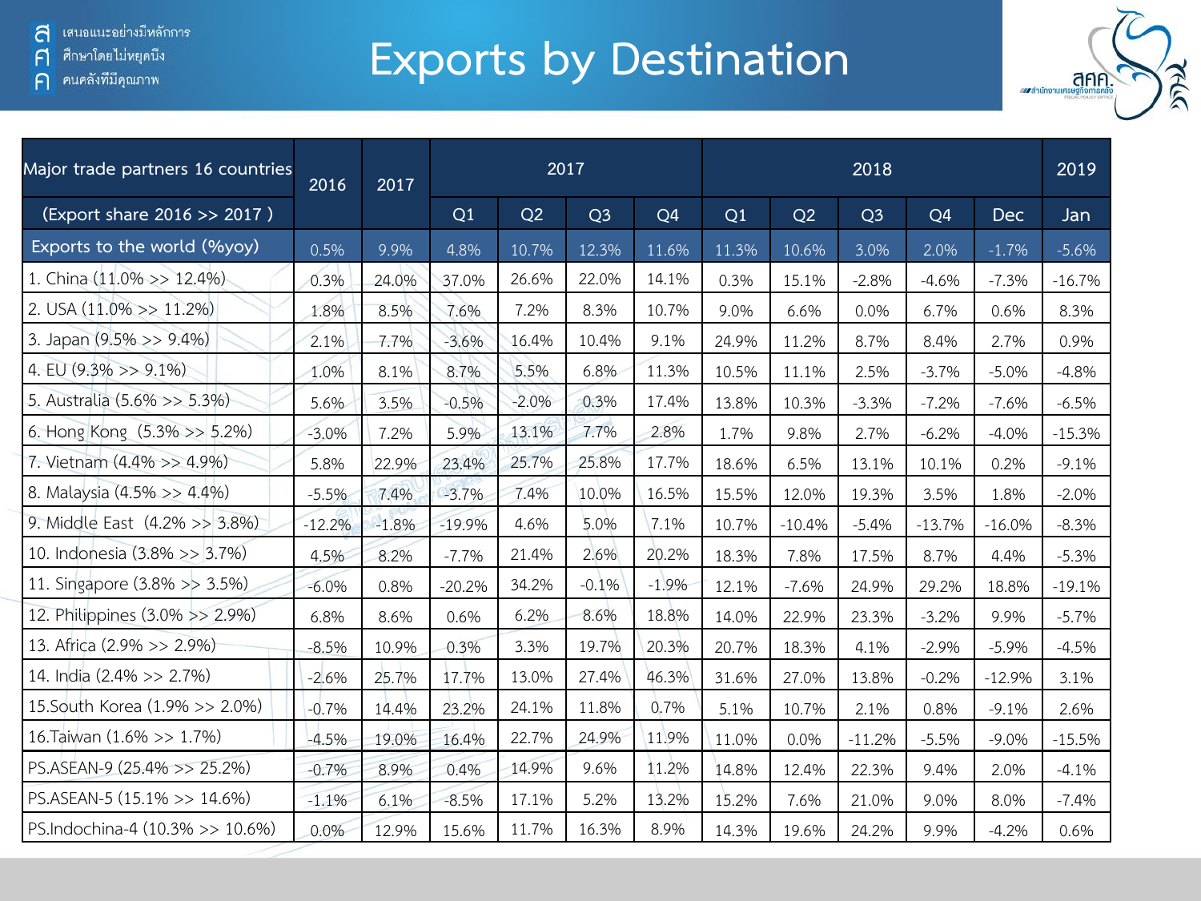# Exports by Destination

| Major trade partners 16 countries | 2016 | 2017 | 2017 | | | | 2018 | | | | | 2019 |
|---|---|---|---|---|---|---|---|---|---|---|---|---|
| (Export share 2016 >> 2017 ) | | | Q1 | Q2 | Q3 | Q4 | Q1 | Q2 | Q3 | Q4 | Dec | Jan |
| Exports to the world (%yoy) | 0.5% | 9.9% | 4.8% | 10.7% | 12.3% | 11.6% | 11.3% | 10.6% | 3.0% | 2.0% | -1.7% | -5.6% |
| 1. China (11.0% >> 12.4%) | 0.3% | 24.0% | 37.0% | 26.6% | 22.0% | 14.1% | 0.3% | 15.1% | -2.8% | -4.6% | -7.3% | -16.7% |
| 2. USA (11.0% >> 11.2%) | 1.8% | 8.5% | 7.6% | 7.2% | 8.3% | 10.7% | 9.0% | 6.6% | 0.0% | 6.7% | 0.6% | 8.3% |
| 3. Japan (9.5% >> 9.4%) | 2.1% | 7.7% | -3.6% | 16.4% | 10.4% | 9.1% | 24.9% | 11.2% | 8.7% | 8.4% | 2.7% | 0.9% |
| 4. EU (9.3% >> 9.1%) | 1.0% | 8.1% | 8.7% | 5.5% | 6.8% | 11.3% | 10.5% | 11.1% | 2.5% | -3.7% | -5.0% | -4.8% |
| 5. Australia (5.6% >> 5.3%) | 5.6% | 3.5% | -0.5% | -2.0% | 0.3% | 17.4% | 13.8% | 10.3% | -3.3% | -7.2% | -7.6% | -6.5% |
| 6. Hong Kong (5.3% >> 5.2%) | -3.0% | 7.2% | 5.9% | 13.1% | 7.7% | 2.8% | 1.7% | 9.8% | 2.7% | -6.2% | -4.0% | -15.3% |
| 7. Vietnam (4.4% >> 4.9%) | 5.8% | 22.9% | 23.4% | 25.7% | 25.8% | 17.7% | 18.6% | 6.5% | 13.1% | 10.1% | 0.2% | -9.1% |
| 8. Malaysia (4.5% >> 4.4%) | -5.5% | 7.4% | -3.7% | 7.4% | 10.0% | 16.5% | 15.5% | 12.0% | 19.3% | 3.5% | 1.8% | -2.0% |
| 9. Middle East (4.2% >> 3.8%) | -12.2% | -1.8% | -19.9% | 4.6% | 5.0% | 7.1% | 10.7% | -10.4% | -5.4% | -13.7% | -16.0% | -8.3% |
| 10. Indonesia (3.8% >> 3.7%) | 4.5% | 8.2% | -7.7% | 21.4% | 2.6% | 20.2% | 18.3% | 7.8% | 17.5% | 8.7% | 4.4% | -5.3% |
| 11. Singapore (3.8% >> 3.5%) | -6.0% | 0.8% | -20.2% | 34.2% | -0.1% | -1.9% | 12.1% | -7.6% | 24.9% | 29.2% | 18.8% | -19.1% |
| 12. Philippines (3.0% >> 2.9%) | 6.8% | 8.6% | 0.6% | 6.2% | 8.6% | 18.8% | 14.0% | 22.9% | 23.3% | -3.2% | 9.9% | -5.7% |
| 13. Africa (2.9% >> 2.9%) | -8.5% | 10.9% | 0.3% | 3.3% | 19.7% | 20.3% | 20.7% | 18.3% | 4.1% | -2.9% | -5.9% | -4.5% |
| 14. India (2.4% >> 2.7%) | -2.6% | 25.7% | 17.7% | 13.0% | 27.4% | 46.3% | 31.6% | 27.0% | 13.8% | -0.2% | -12.9% | 3.1% |
| 15.South Korea (1.9% >> 2.0%) | -0.7% | 14.4% | 23.2% | 24.1% | 11.8% | 0.7% | 5.1% | 10.7% | 2.1% | 0.8% | -9.1% | 2.6% |
| 16.Taiwan (1.6% >> 1.7%) | -4.5% | 19.0% | 16.4% | 22.7% | 24.9% | 11.9% | 11.0% | 0.0% | -11.2% | -5.5% | -9.0% | -15.5% |
| PS.ASEAN-9 (25.4% >> 25.2%) | -0.7% | 8.9% | 0.4% | 14.9% | 9.6% | 11.2% | 14.8% | 12.4% | 22.3% | 9.4% | 2.0% | -4.1% |
| PS.ASEAN-5 (15.1% >> 14.6%) | -1.1% | 6.1% | -8.5% | 17.1% | 5.2% | 13.2% | 15.2% | 7.6% | 21.0% | 9.0% | 8.0% | -7.4% |
| PS.Indochina-4 (10.3% >> 10.6%) | 0.0% | 12.9% | 15.6% | 11.7% | 16.3% | 8.9% | 14.3% | 19.6% | 24.2% | 9.9% | -4.2% | 0.6% |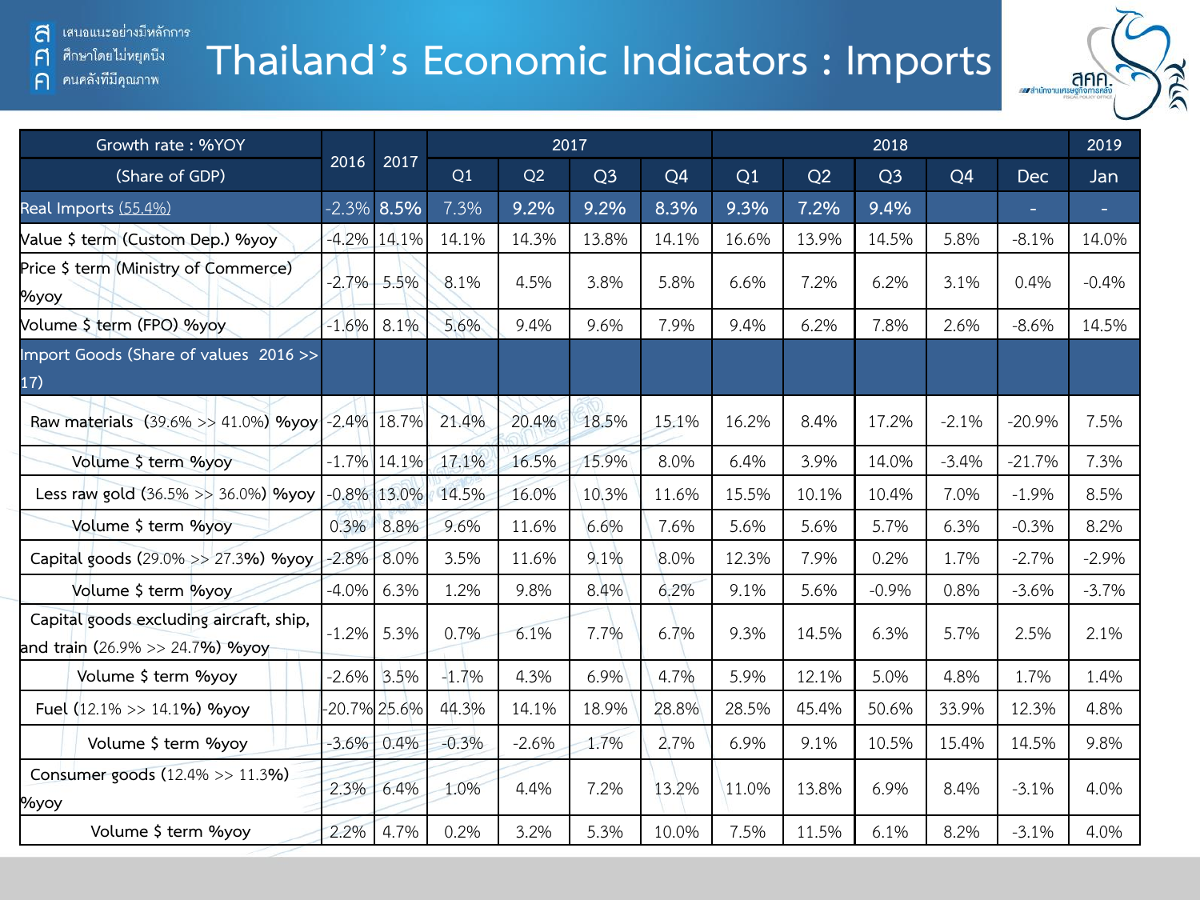# Thailand's Economic Indicators : Imports

| Growth rate : %YOY (Share of GDP) | 2016 | 2017 | 2017 | | | | 2018 | | | | | 2019 |
|---|---|---|---|---|---|---|---|---|---|---|---|---|
| | | | Q1 | Q2 | Q3 | Q4 | Q1 | Q2 | Q3 | Q4 | Dec | Jan |
| Real Imports (55.4%) | -2.3% | 8.5% | 7.3% | 9.2% | 9.2% | 8.3% | 9.3% | 7.2% | 9.4% | | - | - |
| Value $ term (Custom Dep.) %yoy | -4.2% | 14.1% | 14.1% | 14.3% | 13.8% | 14.1% | 16.6% | 13.9% | 14.5% | 5.8% | -8.1% | 14.0% |
| Price $ term (Ministry of Commerce) %yoy | -2.7% | 5.5% | 8.1% | 4.5% | 3.8% | 5.8% | 6.6% | 7.2% | 6.2% | 3.1% | 0.4% | -0.4% |
| Volume $ term (FPO) %yoy | -1.6% | 8.1% | 5.6% | 9.4% | 9.6% | 7.9% | 9.4% | 6.2% | 7.8% | 2.6% | -8.6% | 14.5% |
| Import Goods (Share of values 2016 >> 17) | | | | | | | | | | | | |
| Raw materials (39.6% >> 41.0%) %yoy | -2.4% | 18.7% | 21.4% | 20.4% | 18.5% | 15.1% | 16.2% | 8.4% | 17.2% | -2.1% | -20.9% | 7.5% |
| Volume $ term %yoy | -1.7% | 14.1% | 17.1% | 16.5% | 15.9% | 8.0% | 6.4% | 3.9% | 14.0% | -3.4% | -21.7% | 7.3% |
| Less raw gold (36.5% >> 36.0%) %yoy | -0.8% | 13.0% | 14.5% | 16.0% | 10.3% | 11.6% | 15.5% | 10.1% | 10.4% | 7.0% | -1.9% | 8.5% |
| Volume $ term %yoy | 0.3% | 8.8% | 9.6% | 11.6% | 6.6% | 7.6% | 5.6% | 5.6% | 5.7% | 6.3% | -0.3% | 8.2% |
| Capital goods (29.0% >> 27.3%) %yoy | -2.8% | 8.0% | 3.5% | 11.6% | 9.1% | 8.0% | 12.3% | 7.9% | 0.2% | 1.7% | -2.7% | -2.9% |
| Volume $ term %yoy | -4.0% | 6.3% | 1.2% | 9.8% | 8.4% | 6.2% | 9.1% | 5.6% | -0.9% | 0.8% | -3.6% | -3.7% |
| Capital goods excluding aircraft, ship, and train (26.9% >> 24.7%) %yoy | -1.2% | 5.3% | 0.7% | 6.1% | 7.7% | 6.7% | 9.3% | 14.5% | 6.3% | 5.7% | 2.5% | 2.1% |
| Volume $ term %yoy | -2.6% | 3.5% | -1.7% | 4.3% | 6.9% | 4.7% | 5.9% | 12.1% | 5.0% | 4.8% | 1.7% | 1.4% |
| Fuel (12.1% >> 14.1%) %yoy | -20.7% | 25.6% | 44.3% | 14.1% | 18.9% | 28.8% | 28.5% | 45.4% | 50.6% | 33.9% | 12.3% | 4.8% |
| Volume $ term %yoy | -3.6% | 0.4% | -0.3% | -2.6% | 1.7% | 2.7% | 6.9% | 9.1% | 10.5% | 15.4% | 14.5% | 9.8% |
| Consumer goods (12.4% >> 11.3%) %yoy | 2.3% | 6.4% | 1.0% | 4.4% | 7.2% | 13.2% | 11.0% | 13.8% | 6.9% | 8.4% | -3.1% | 4.0% |
| Volume $ term %yoy | 2.2% | 4.7% | 0.2% | 3.2% | 5.3% | 10.0% | 7.5% | 11.5% | 6.1% | 8.2% | -3.1% | 4.0% |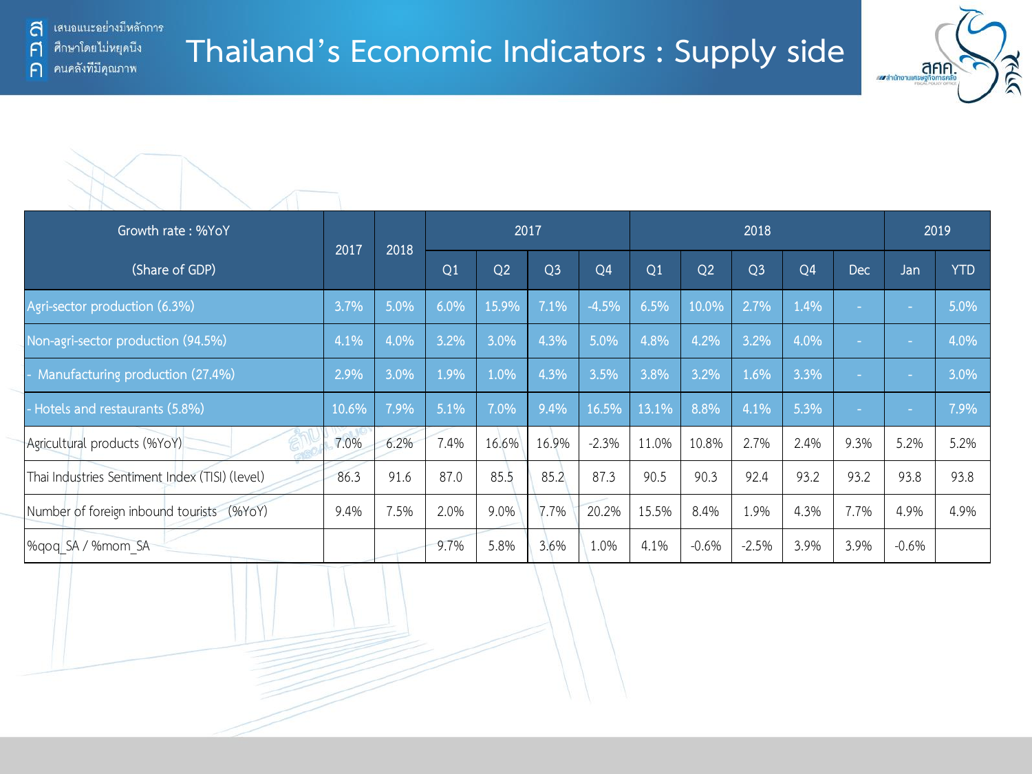# Thailand's Economic Indicators : Supply side

| Growth rate : %YoY (Share of GDP) | 2017 | 2018 | 2017 | | | | 2018 | | | | | 2019 | |
|---|---|---|---|---|---|---|---|---|---|---|---|---|---|
| | | | Q1 | Q2 | Q3 | Q4 | Q1 | Q2 | Q3 | Q4 | Dec | Jan | YTD |
| Agri-sector production (6.3%) | 3.7% | 5.0% | 6.0% | 15.9% | 7.1% | -4.5% | 6.5% | 10.0% | 2.7% | 1.4% | - | - | 5.0% |
| Non-agri-sector production (94.5%) | 4.1% | 4.0% | 3.2% | 3.0% | 4.3% | 5.0% | 4.8% | 4.2% | 3.2% | 4.0% | - | - | 4.0% |
| - Manufacturing production (27.4%) | 2.9% | 3.0% | 1.9% | 1.0% | 4.3% | 3.5% | 3.8% | 3.2% | 1.6% | 3.3% | - | - | 3.0% |
| - Hotels and restaurants (5.8%) | 10.6% | 7.9% | 5.1% | 7.0% | 9.4% | 16.5% | 13.1% | 8.8% | 4.1% | 5.3% | - | - | 7.9% |
| Agricultural products (%YoY) | 7.0% | 6.2% | 7.4% | 16.6% | 16.9% | -2.3% | 11.0% | 10.8% | 2.7% | 2.4% | 9.3% | 5.2% | 5.2% |
| Thai Industries Sentiment Index (TISI) (level) | 86.3 | 91.6 | 87.0 | 85.5 | 85.2 | 87.3 | 90.5 | 90.3 | 92.4 | 93.2 | 93.2 | 93.8 | 93.8 |
| Number of foreign inbound tourists (%YoY) | 9.4% | 7.5% | 2.0% | 9.0% | 7.7% | 20.2% | 15.5% | 8.4% | 1.9% | 4.3% | 7.7% | 4.9% | 4.9% |
| %qoq_SA / %mom_SA | | | 9.7% | 5.8% | 3.6% | 1.0% | 4.1% | -0.6% | -2.5% | 3.9% | 3.9% | -0.6% | |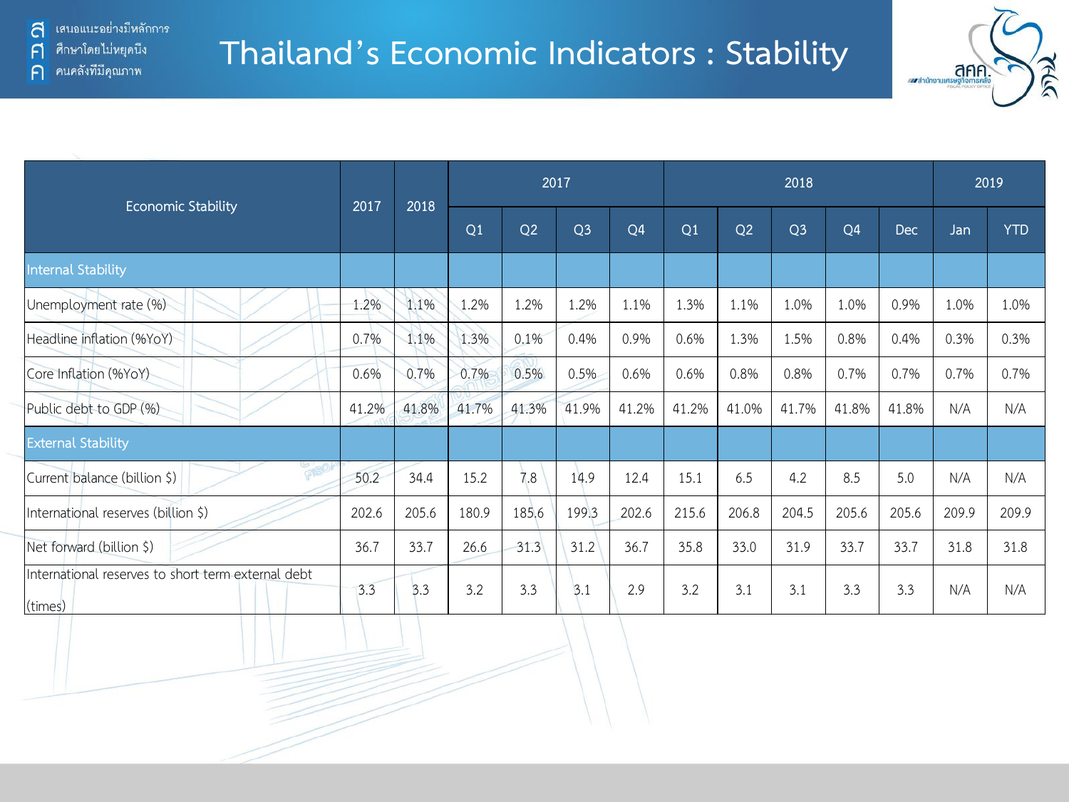# Thailand's Economic Indicators : Stability

| Economic Stability | 2017 | 2018 | 2017 | | | | 2018 | | | | | 2019 | |
|---|---|---|---|---|---|---|---|---|---|---|---|---|---|
| | | | Q1 | Q2 | Q3 | Q4 | Q1 | Q2 | Q3 | Q4 | Dec | Jan | YTD |
| Internal Stability | | | | | | | | | | | | | |
| Unemployment rate (%) | 1.2% | 1.1% | 1.2% | 1.2% | 1.2% | 1.1% | 1.3% | 1.1% | 1.0% | 1.0% | 0.9% | 1.0% | 1.0% |
| Headline inflation (%YoY) | 0.7% | 1.1% | 1.3% | 0.1% | 0.4% | 0.9% | 0.6% | 1.3% | 1.5% | 0.8% | 0.4% | 0.3% | 0.3% |
| Core Inflation (%YoY) | 0.6% | 0.7% | 0.7% | 0.5% | 0.5% | 0.6% | 0.6% | 0.8% | 0.8% | 0.7% | 0.7% | 0.7% | 0.7% |
| Public debt to GDP (%) | 41.2% | 41.8% | 41.7% | 41.3% | 41.9% | 41.2% | 41.2% | 41.0% | 41.7% | 41.8% | 41.8% | N/A | N/A |
| External Stability | | | | | | | | | | | | | |
| Current balance (billion $) | 50.2 | 34.4 | 15.2 | 7.8 | 14.9 | 12.4 | 15.1 | 6.5 | 4.2 | 8.5 | 5.0 | N/A | N/A |
| International reserves (billion $) | 202.6 | 205.6 | 180.9 | 185.6 | 199.3 | 202.6 | 215.6 | 206.8 | 204.5 | 205.6 | 205.6 | 209.9 | 209.9 |
| Net forward (billion $) | 36.7 | 33.7 | 26.6 | 31.3 | 31.2 | 36.7 | 35.8 | 33.0 | 31.9 | 33.7 | 33.7 | 31.8 | 31.8 |
| International reserves to short term external debt (times) | 3.3 | 3.3 | 3.2 | 3.3 | 3.1 | 2.9 | 3.2 | 3.1 | 3.1 | 3.3 | 3.3 | N/A | N/A |